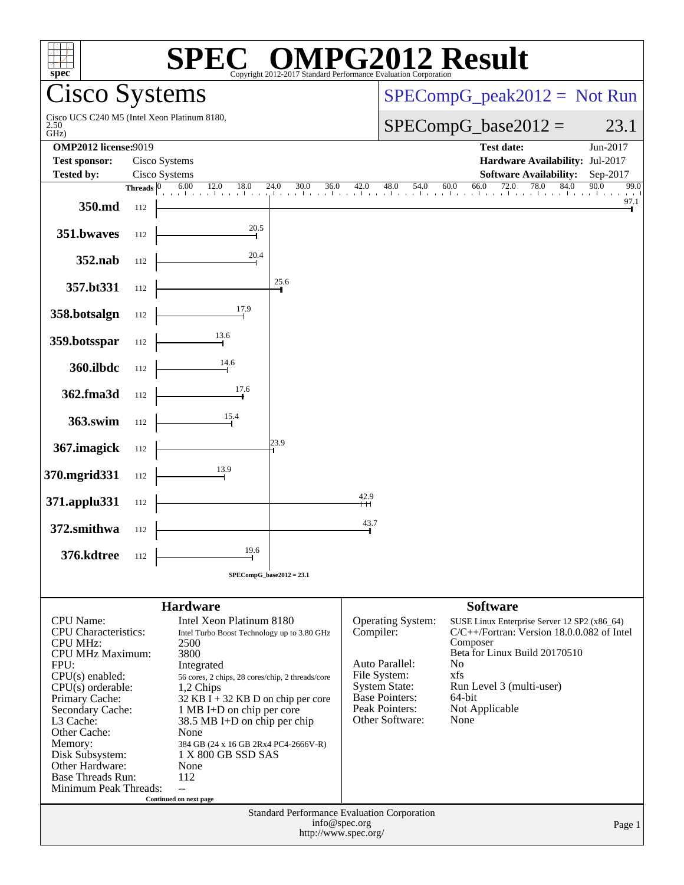# SPEC® OMPG2012 Result

Copyright 2012-2017 Standard Performance Evaluation Corporation

## Cisco Systems

Cisco UCS C240 M5 (Intel Xeon Platinum 8180, 2.50 GHz)

SPECompG_peak2012 = Not Run

SPECompG_base2012 = 23.1

| | | | |
|---|---|---|---|
| **OMP2012 license:** | 9019 | **Test date:** | Jun-2017 |
| **Test sponsor:** | Cisco Systems | **Hardware Availability:** | Jul-2017 |
| **Tested by:** | Cisco Systems | **Software Availability:** | Sep-2017 |

| Benchmark | Threads | Base Ratio |
|---|---|---|
| 350.md | 112 | 97.1 |
| 351.bwaves | 112 | 20.5 |
| 352.nab | 112 | 20.4 |
| 357.bt331 | 112 | 25.6 |
| 358.botsalgn | 112 | 17.9 |
| 359.botsspar | 112 | 13.6 |
| 360.ilbdc | 112 | 14.6 |
| 362.fma3d | 112 | 17.6 |
| 363.swim | 112 | 15.4 |
| 367.imagick | 112 | 23.9 |
| 370.mgrid331 | 112 | 13.9 |
| 371.applu331 | 112 | 42.9 |
| 372.smithwa | 112 | 43.7 |
| 376.kdtree | 112 | 19.6 |

SPECompG_base2012 = 23.1

### Hardware

| | |
|---|---|
| CPU Name: | Intel Xeon Platinum 8180 |
| CPU Characteristics: | Intel Turbo Boost Technology up to 3.80 GHz |
| CPU MHz: | 2500 |
| CPU MHz Maximum: | 3800 |
| FPU: | Integrated |
| CPU(s) enabled: | 56 cores, 2 chips, 28 cores/chip, 2 threads/core |
| CPU(s) orderable: | 1,2 Chips |
| Primary Cache: | 32 KB I + 32 KB D on chip per core |
| Secondary Cache: | 1 MB I+D on chip per core |
| L3 Cache: | 38.5 MB I+D on chip per chip |
| Other Cache: | None |
| Memory: | 384 GB (24 x 16 GB 2Rx4 PC4-2666V-R) |
| Disk Subsystem: | 1 X 800 GB SSD SAS |
| Other Hardware: | None |
| Base Threads Run: | 112 |
| Minimum Peak Threads: | -- |

Continued on next page

### Software

| | |
|---|---|
| Operating System: | SUSE Linux Enterprise Server 12 SP2 (x86_64) |
| Compiler: | C/C++/Fortran: Version 18.0.0.082 of Intel Composer Beta for Linux Build 20170510 |
| Auto Parallel: | No |
| File System: | xfs |
| System State: | Run Level 3 (multi-user) |
| Base Pointers: | 64-bit |
| Peak Pointers: | Not Applicable |
| Other Software: | None |

Standard Performance Evaluation Corporation
info@spec.org
http://www.spec.org/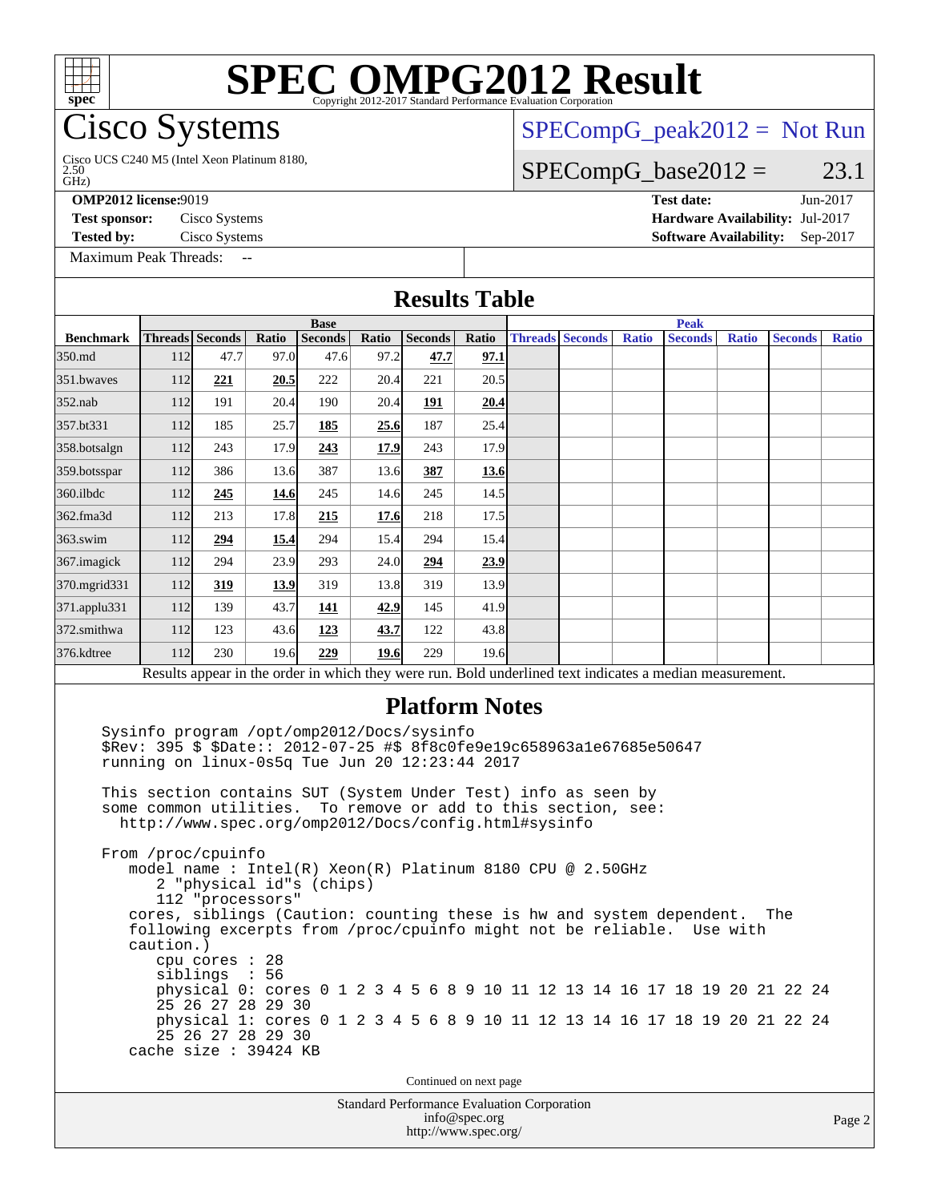# SPEC OMPG2012 Result

Copyright 2012-2017 Standard Performance Evaluation Corporation

## Cisco Systems

Cisco UCS C240 M5 (Intel Xeon Platinum 8180, 2.50 GHz)

SPECompG_peak2012 = Not Run

SPECompG_base2012 = 23.1

**OMP2012 license:** 9019
**Test sponsor:** Cisco Systems
**Tested by:** Cisco Systems
**Test date:** Jun-2017
**Hardware Availability:** Jul-2017
**Software Availability:** Sep-2017

Maximum Peak Threads: --

## Results Table

| | Base | | | | | | | Peak | | | | | | |
|---|---|---|---|---|---|---|---|---|---|---|---|---|---|---|
| **Benchmark** | **Threads** | **Seconds** | **Ratio** | **Seconds** | **Ratio** | **Seconds** | **Ratio** | **Threads** | **Seconds** | **Ratio** | **Seconds** | **Ratio** | **Seconds** | **Ratio** |
| 350.md | 112 | 47.7 | 97.0 | 47.6 | 97.2 | **47.7** | **97.1** | | | | | | | |
| 351.bwaves | 112 | **221** | **20.5** | 222 | 20.4 | 221 | 20.5 | | | | | | | |
| 352.nab | 112 | 191 | 20.4 | 190 | 20.4 | **191** | **20.4** | | | | | | | |
| 357.bt331 | 112 | 185 | 25.7 | **185** | **25.6** | 187 | 25.4 | | | | | | | |
| 358.botsalgn | 112 | 243 | 17.9 | **243** | **17.9** | 243 | 17.9 | | | | | | | |
| 359.botsspar | 112 | 386 | 13.6 | 387 | 13.6 | **387** | **13.6** | | | | | | | |
| 360.ilbdc | 112 | **245** | **14.6** | 245 | 14.6 | 245 | 14.5 | | | | | | | |
| 362.fma3d | 112 | 213 | 17.8 | **215** | **17.6** | 218 | 17.5 | | | | | | | |
| 363.swim | 112 | **294** | **15.4** | 294 | 15.4 | 294 | 15.4 | | | | | | | |
| 367.imagick | 112 | 294 | 23.9 | 293 | 24.0 | **294** | **23.9** | | | | | | | |
| 370.mgrid331 | 112 | **319** | **13.9** | 319 | 13.8 | 319 | 13.9 | | | | | | | |
| 371.applu331 | 112 | 139 | 43.7 | **141** | **42.9** | 145 | 41.9 | | | | | | | |
| 372.smithwa | 112 | 123 | 43.6 | **123** | **43.7** | 122 | 43.8 | | | | | | | |
| 376.kdtree | 112 | 230 | 19.6 | **229** | **19.6** | 229 | 19.6 | | | | | | | |

Results appear in the order in which they were run. Bold underlined text indicates a median measurement.

## Platform Notes

```
Sysinfo program /opt/omp2012/Docs/sysinfo
$Rev: 395 $ $Date:: 2012-07-25 #$ 8f8c0fe9e19c658963a1e67685e50647
running on linux-0s5q Tue Jun 20 12:23:44 2017

This section contains SUT (System Under Test) info as seen by
some common utilities.  To remove or add to this section, see:
  http://www.spec.org/omp2012/Docs/config.html#sysinfo

From /proc/cpuinfo
   model name : Intel(R) Xeon(R) Platinum 8180 CPU @ 2.50GHz
      2 "physical id"s (chips)
      112 "processors"
   cores, siblings (Caution: counting these is hw and system dependent.  The
   following excerpts from /proc/cpuinfo might not be reliable.  Use with
   caution.)
      cpu cores : 28
      siblings  : 56
      physical 0: cores 0 1 2 3 4 5 6 8 9 10 11 12 13 14 16 17 18 19 20 21 22 24
      25 26 27 28 29 30
      physical 1: cores 0 1 2 3 4 5 6 8 9 10 11 12 13 14 16 17 18 19 20 21 22 24
      25 26 27 28 29 30
   cache size : 39424 KB
```

Continued on next page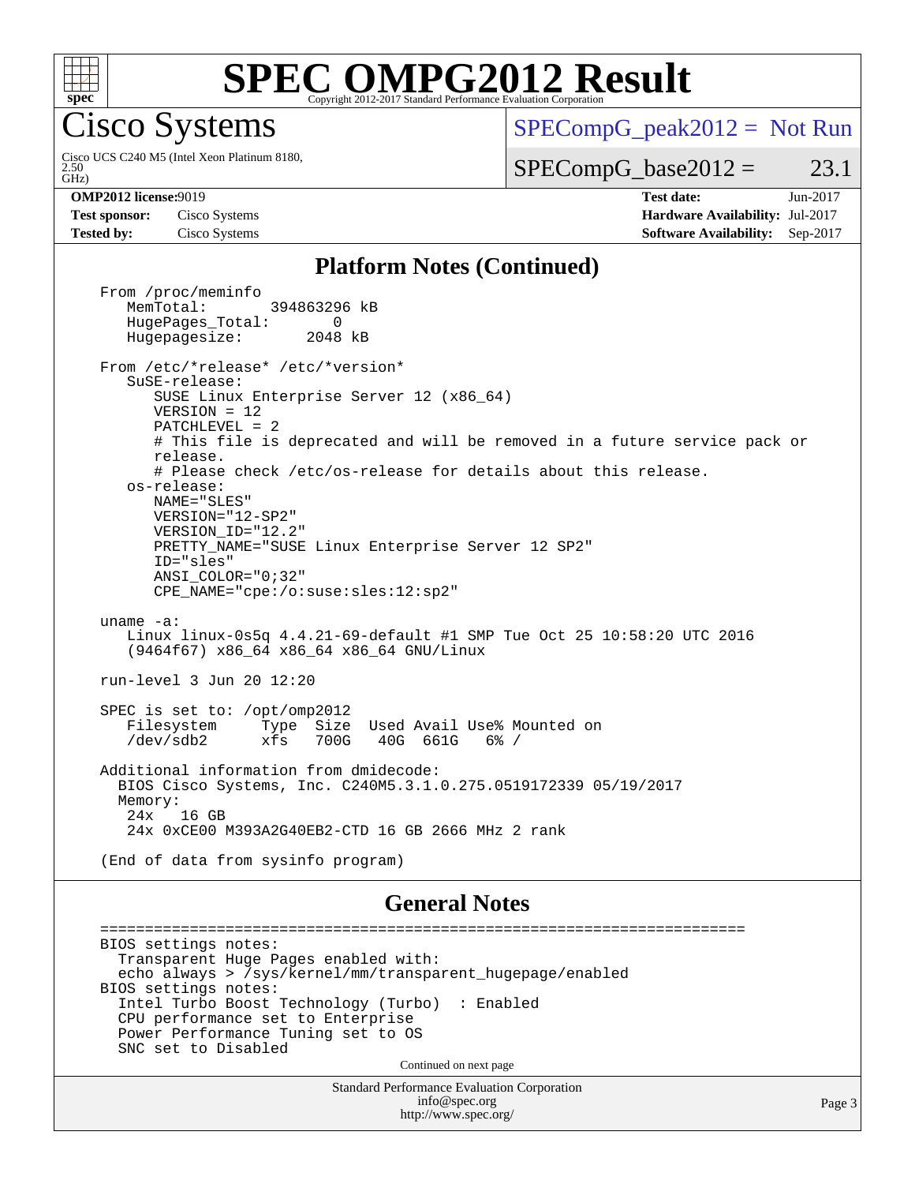# SPEC OMPG2012 Result

Copyright 2012-2017 Standard Performance Evaluation Corporation

## Cisco Systems

Cisco UCS C240 M5 (Intel Xeon Platinum 8180, 2.50 GHz)

SPECompG_peak2012 = Not Run

SPECompG_base2012 = 23.1

| | | | |
|---|---|---|---|
| **OMP2012 license:** | 9019 | **Test date:** | Jun-2017 |
| **Test sponsor:** | Cisco Systems | **Hardware Availability:** | Jul-2017 |
| **Tested by:** | Cisco Systems | **Software Availability:** | Sep-2017 |

### Platform Notes (Continued)

```
From /proc/meminfo
   MemTotal:       394863296 kB
   HugePages_Total:       0
   Hugepagesize:       2048 kB

From /etc/*release* /etc/*version*
   SuSE-release:
      SUSE Linux Enterprise Server 12 (x86_64)
      VERSION = 12
      PATCHLEVEL = 2
      # This file is deprecated and will be removed in a future service pack or
      release.
      # Please check /etc/os-release for details about this release.
   os-release:
      NAME="SLES"
      VERSION="12-SP2"
      VERSION_ID="12.2"
      PRETTY_NAME="SUSE Linux Enterprise Server 12 SP2"
      ID="sles"
      ANSI_COLOR="0;32"
      CPE_NAME="cpe:/o:suse:sles:12:sp2"

uname -a:
   Linux linux-0s5q 4.4.21-69-default #1 SMP Tue Oct 25 10:58:20 UTC 2016
   (9464f67) x86_64 x86_64 x86_64 GNU/Linux

run-level 3 Jun 20 12:20

SPEC is set to: /opt/omp2012
   Filesystem     Type  Size  Used Avail Use% Mounted on
   /dev/sdb2      xfs   700G   40G  661G   6% /

Additional information from dmidecode:
  BIOS Cisco Systems, Inc. C240M5.3.1.0.275.0519172339 05/19/2017
  Memory:
   24x   16 GB
   24x 0xCE00 M393A2G40EB2-CTD 16 GB 2666 MHz 2 rank

(End of data from sysinfo program)
```

### General Notes

```
========================================================================
BIOS settings notes:
  Transparent Huge Pages enabled with:
  echo always > /sys/kernel/mm/transparent_hugepage/enabled
BIOS settings notes:
  Intel Turbo Boost Technology (Turbo)  : Enabled
  CPU performance set to Enterprise
  Power Performance Tuning set to OS
  SNC set to Disabled
```

Continued on next page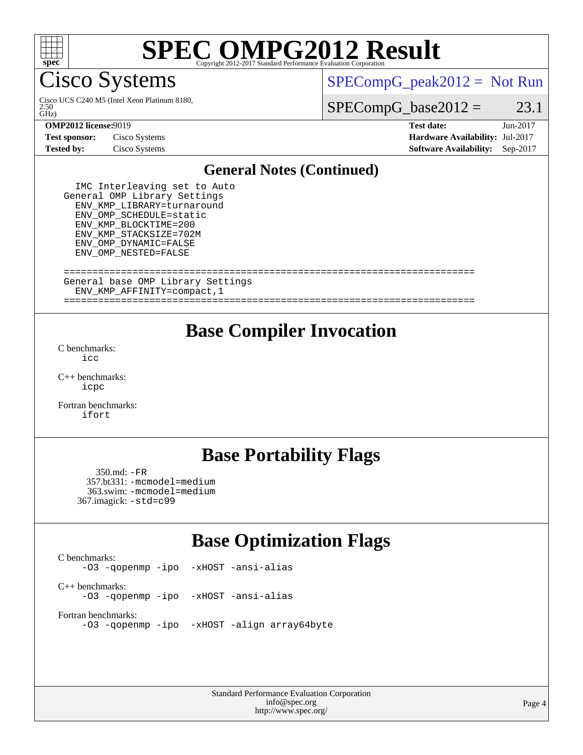# SPEC OMPG2012 Result

Copyright 2012-2017 Standard Performance Evaluation Corporation

## Cisco Systems

Cisco UCS C240 M5 (Intel Xeon Platinum 8180, 2.50 GHz)

SPECompG_peak2012 = Not Run

SPECompG_base2012 = 23.1

| | | | |
|---|---|---|---|
| **OMP2012 license:** | 9019 | **Test date:** | Jun-2017 |
| **Test sponsor:** | Cisco Systems | **Hardware Availability:** | Jul-2017 |
| **Tested by:** | Cisco Systems | **Software Availability:** | Sep-2017 |

## General Notes (Continued)

```
  IMC Interleaving set to Auto
General OMP Library Settings
  ENV_KMP_LIBRARY=turnaround
  ENV_OMP_SCHEDULE=static
  ENV_KMP_BLOCKTIME=200
  ENV_KMP_STACKSIZE=702M
  ENV_OMP_DYNAMIC=FALSE
  ENV_OMP_NESTED=FALSE

=====================================================================
General base OMP Library Settings
  ENV_KMP_AFFINITY=compact,1
=====================================================================
```

## Base Compiler Invocation

C benchmarks:
`icc`

C++ benchmarks:
`icpc`

Fortran benchmarks:
`ifort`

## Base Portability Flags

350.md: `-FR`
357.bt331: `-mcmodel=medium`
363.swim: `-mcmodel=medium`
367.imagick: `-std=c99`

## Base Optimization Flags

C benchmarks:
`-O3 -qopenmp -ipo -xHOST -ansi-alias`

C++ benchmarks:
`-O3 -qopenmp -ipo -xHOST -ansi-alias`

Fortran benchmarks:
`-O3 -qopenmp -ipo -xHOST -align array64byte`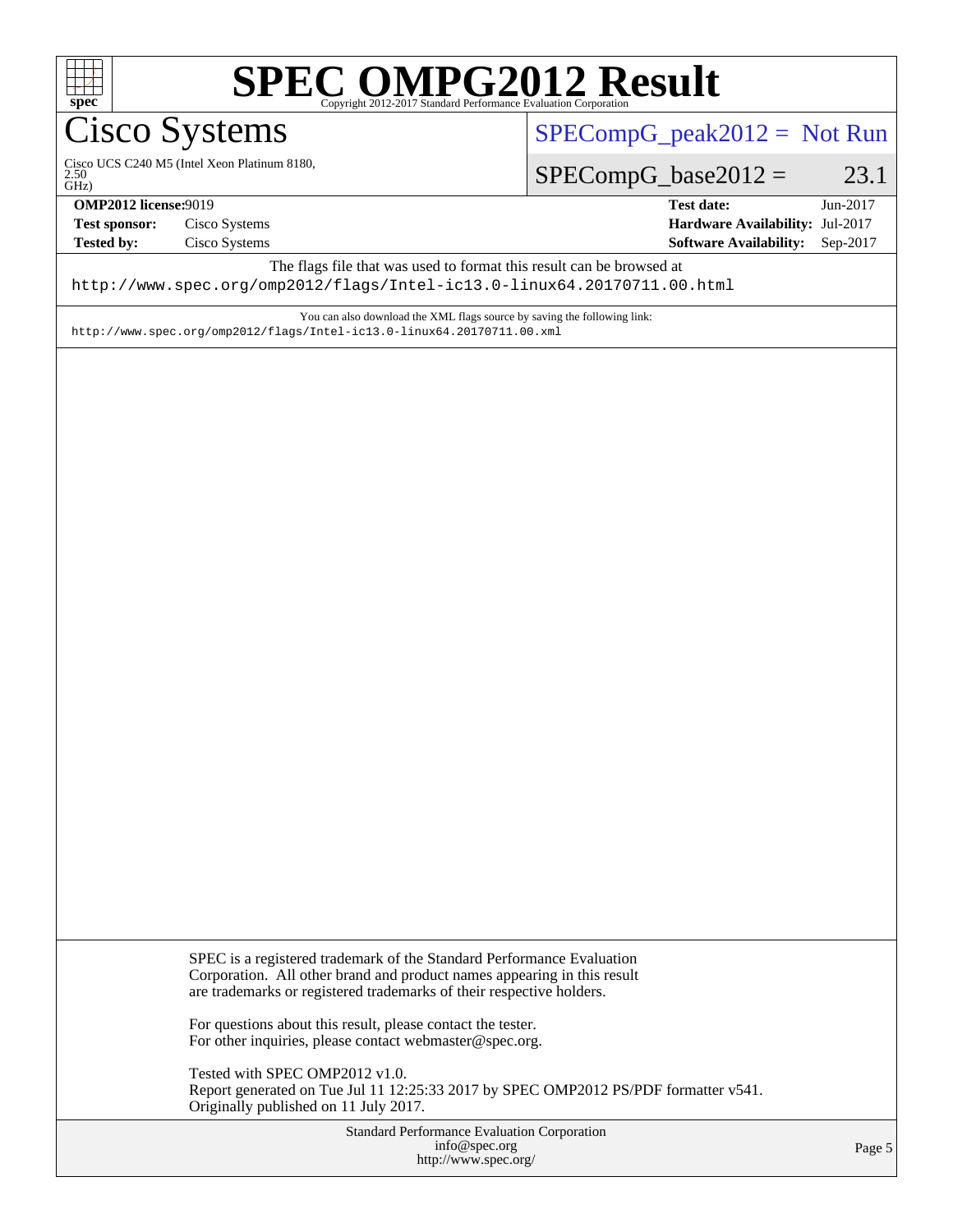The flags file that was used to format this result can be browsed at
http://www.spec.org/omp2012/flags/Intel-ic13.0-linux64.20170711.00.html

You can also download the XML flags source by saving the following link:
http://www.spec.org/omp2012/flags/Intel-ic13.0-linux64.20170711.00.xml

SPEC is a registered trademark of the Standard Performance Evaluation Corporation. All other brand and product names appearing in this result are trademarks or registered trademarks of their respective holders.

For questions about this result, please contact the tester.
For other inquiries, please contact webmaster@spec.org.

Tested with SPEC OMP2012 v1.0.
Report generated on Tue Jul 11 12:25:33 2017 by SPEC OMP2012 PS/PDF formatter v541.
Originally published on 11 July 2017.